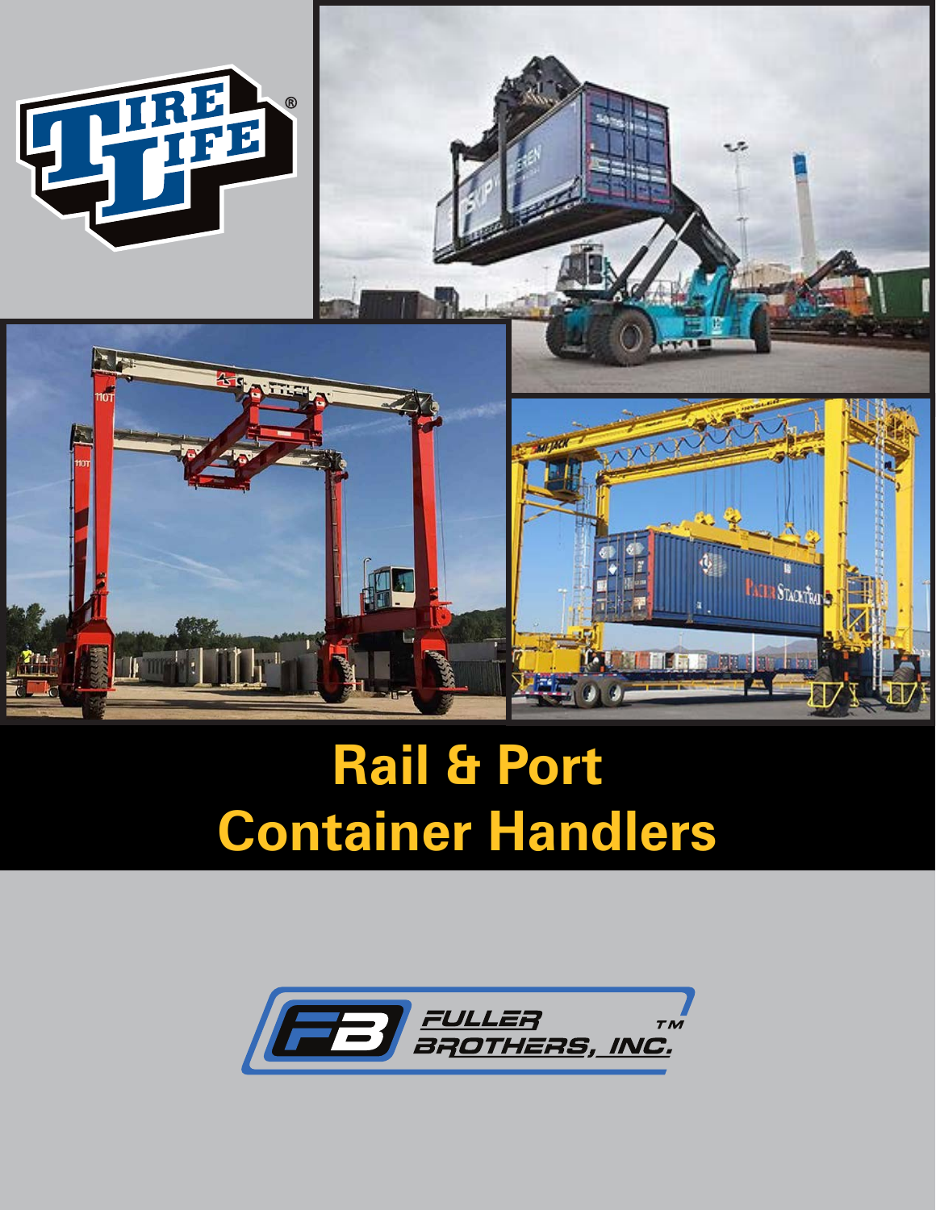# Rail & Port Container Handlers

FULLER BROTHERS, INC.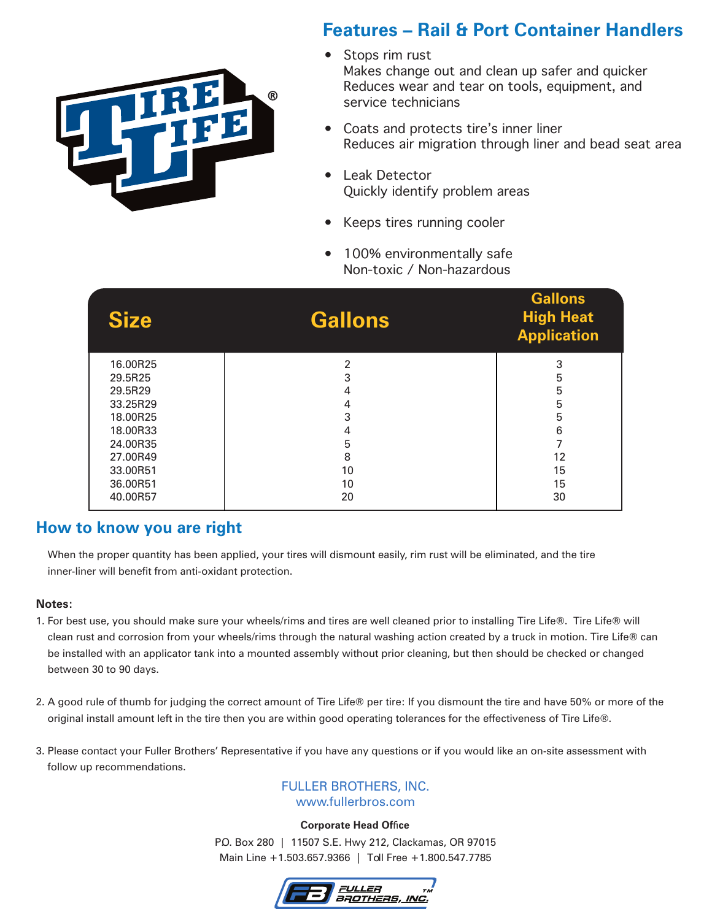TIRE LIFE®

## Features – Rail & Port Container Handlers

- Stops rim rust
  Makes change out and clean up safer and quicker
  Reduces wear and tear on tools, equipment, and service technicians
- Coats and protects tire's inner liner
  Reduces air migration through liner and bead seat area
- Leak Detector
  Quickly identify problem areas
- Keeps tires running cooler
- 100% environmentally safe
  Non-toxic / Non-hazardous

| Size | Gallons | Gallons High Heat Application |
|---|---|---|
| 16.00R25 | 2 | 3 |
| 29.5R25 | 3 | 5 |
| 29.5R29 | 4 | 5 |
| 33.25R29 | 4 | 5 |
| 18.00R25 | 3 | 5 |
| 18.00R33 | 4 | 6 |
| 24.00R35 | 5 | 7 |
| 27.00R49 | 8 | 12 |
| 33.00R51 | 10 | 15 |
| 36.00R51 | 10 | 15 |
| 40.00R57 | 20 | 30 |

## How to know you are right

When the proper quantity has been applied, your tires will dismount easily, rim rust will be eliminated, and the tire inner-liner will benefit from anti-oxidant protection.

**Notes:**

1. For best use, you should make sure your wheels/rims and tires are well cleaned prior to installing Tire Life®. Tire Life® will clean rust and corrosion from your wheels/rims through the natural washing action created by a truck in motion. Tire Life® can be installed with an applicator tank into a mounted assembly without prior cleaning, but then should be checked or changed between 30 to 90 days.

2. A good rule of thumb for judging the correct amount of Tire Life® per tire: If you dismount the tire and have 50% or more of the original install amount left in the tire then you are within good operating tolerances for the effectiveness of Tire Life®.

3. Please contact your Fuller Brothers' Representative if you have any questions or if you would like an on-site assessment with follow up recommendations.

FULLER BROTHERS, INC.
www.fullerbros.com

**Corporate Head Office**

P.O. Box 280 | 11507 S.E. Hwy 212, Clackamas, OR 97015
Main Line +1.503.657.9366 | Toll Free +1.800.547.7785

FB FULLER BROTHERS, INC.™